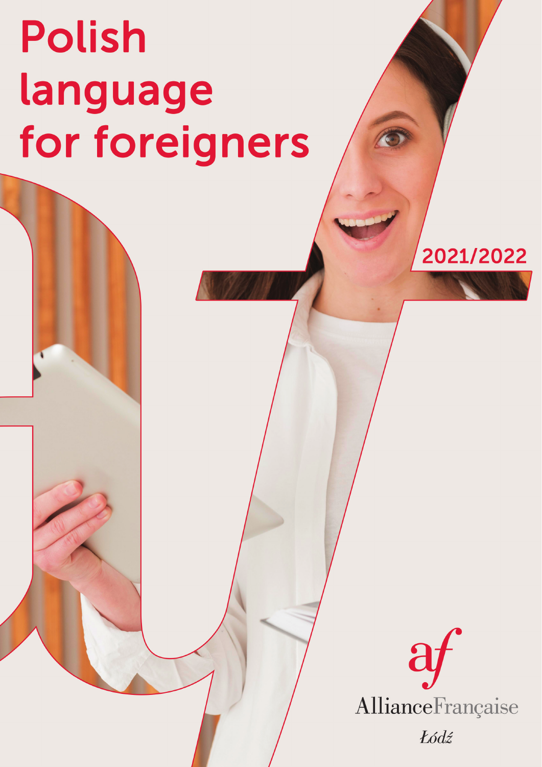# Polish language for foreigners

2021/2022

af

Alliance Française

*Łódź*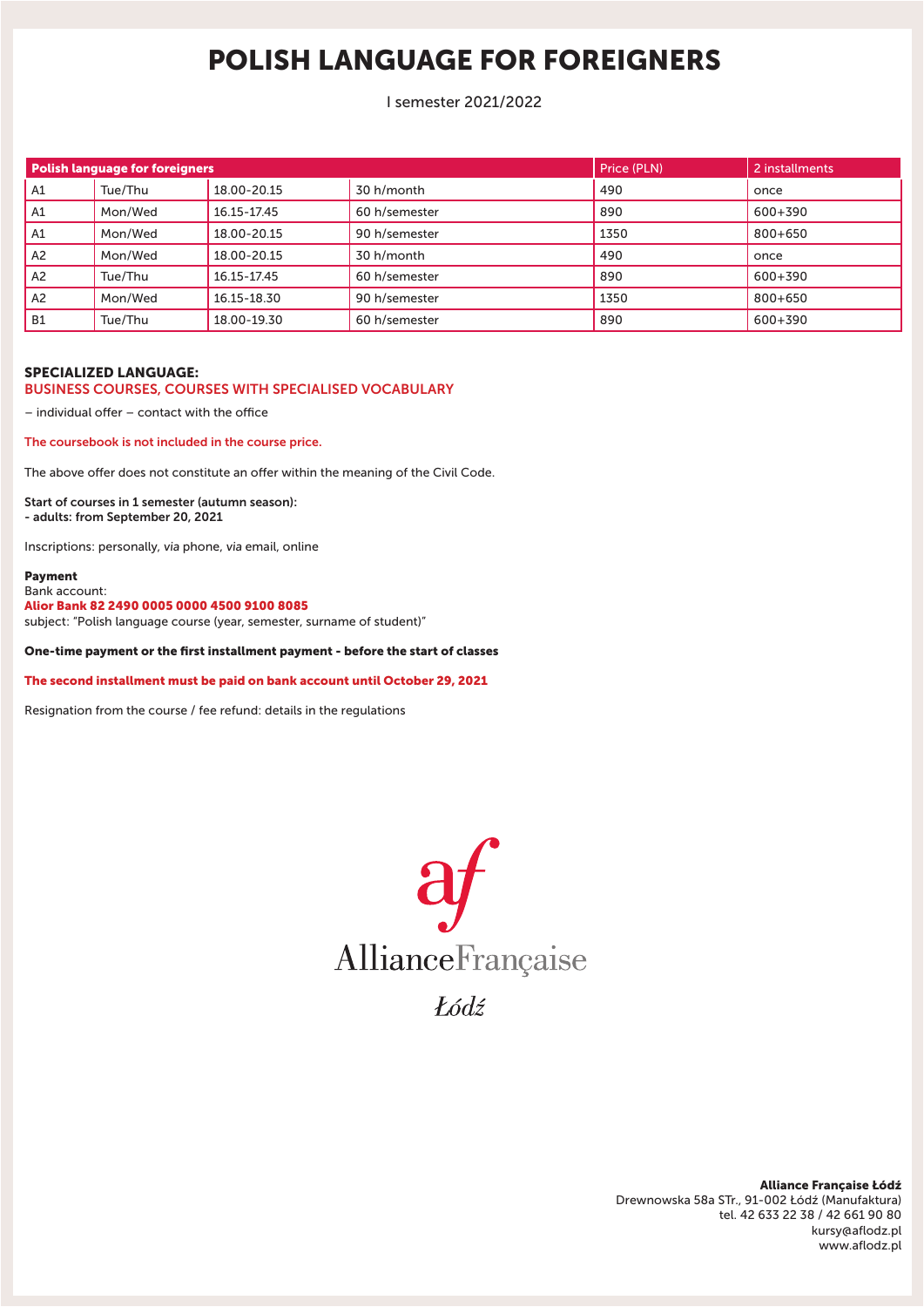# POLISH LANGUAGE FOR FOREIGNERS

I semester 2021/2022

| Polish language for foreigners | | | | Price (PLN) | 2 installments |
|---|---|---|---|---|---|
| A1 | Tue/Thu | 18.00-20.15 | 30 h/month | 490 | once |
| A1 | Mon/Wed | 16.15-17.45 | 60 h/semester | 890 | 600+390 |
| A1 | Mon/Wed | 18.00-20.15 | 90 h/semester | 1350 | 800+650 |
| A2 | Mon/Wed | 18.00-20.15 | 30 h/month | 490 | once |
| A2 | Tue/Thu | 16.15-17.45 | 60 h/semester | 890 | 600+390 |
| A2 | Mon/Wed | 16.15-18.30 | 90 h/semester | 1350 | 800+650 |
| B1 | Tue/Thu | 18.00-19.30 | 60 h/semester | 890 | 600+390 |

**SPECIALIZED LANGUAGE:**
BUSINESS COURSES, COURSES WITH SPECIALISED VOCABULARY

– individual offer – contact with the office

The coursebook is not included in the course price.

The above offer does not constitute an offer within the meaning of the Civil Code.

**Start of courses in 1 semester (autumn season):**
**- adults: from September 20, 2021**

Inscriptions: personally, *via* phone, *via* email, online

**Payment**
Bank account:
**Alior Bank 82 2490 0005 0000 4500 9100 8085**
subject: "Polish language course (year, semester, surname of student)"

**One-time payment or the first installment payment - before the start of classes**

**The second installment must be paid on bank account until October 29, 2021**

Resignation from the course / fee refund: details in the regulations

AllianceFrançaise
*Łódź*

**Alliance Française Łódź**
Drewnowska 58a STr., 91-002 Łódź (Manufaktura)
tel. 42 633 22 38 / 42 661 90 80
kursy@aflodz.pl
www.aflodz.pl